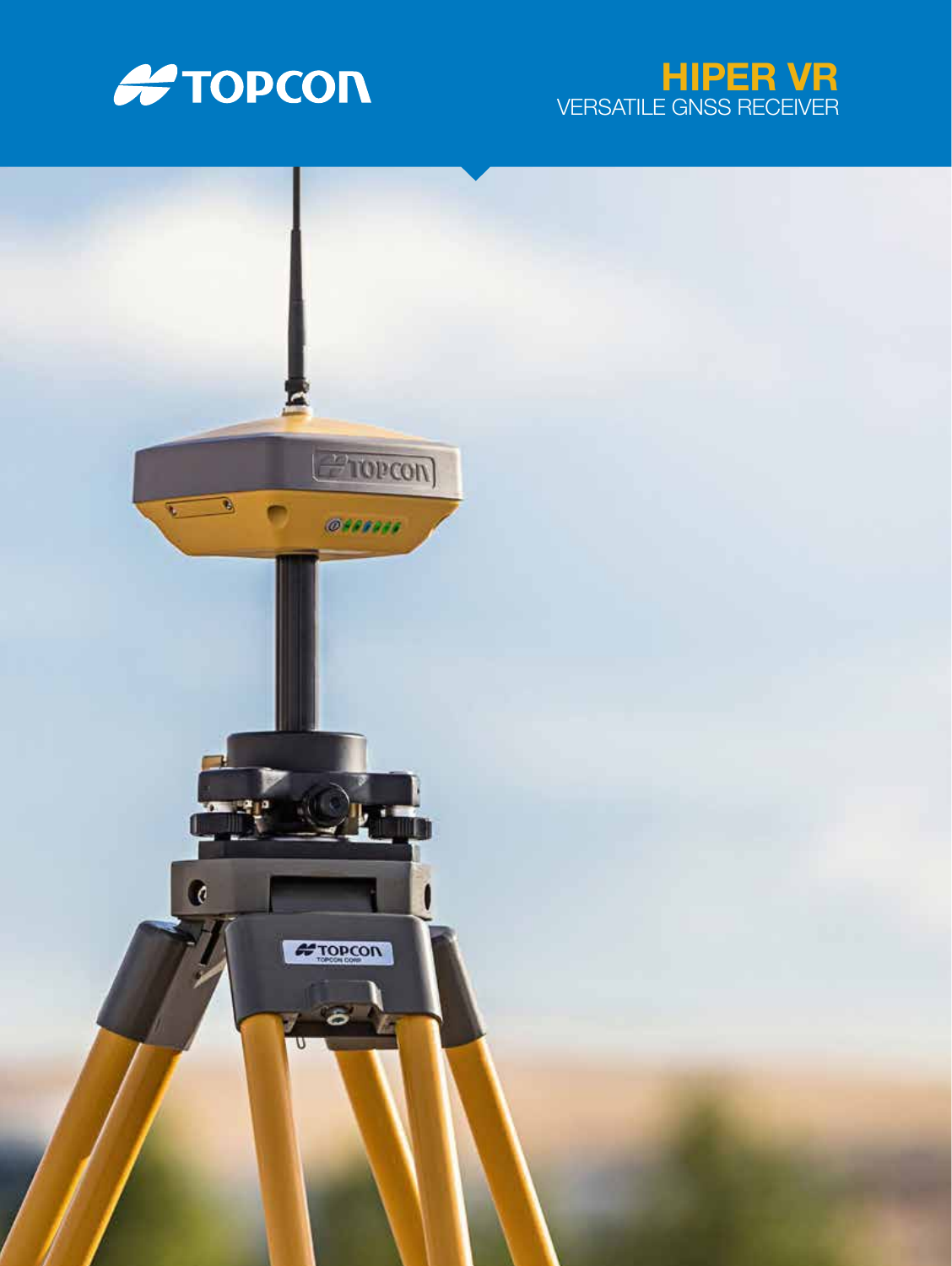TOPCON

# HIPER VR

VERSATILE GNSS RECEIVER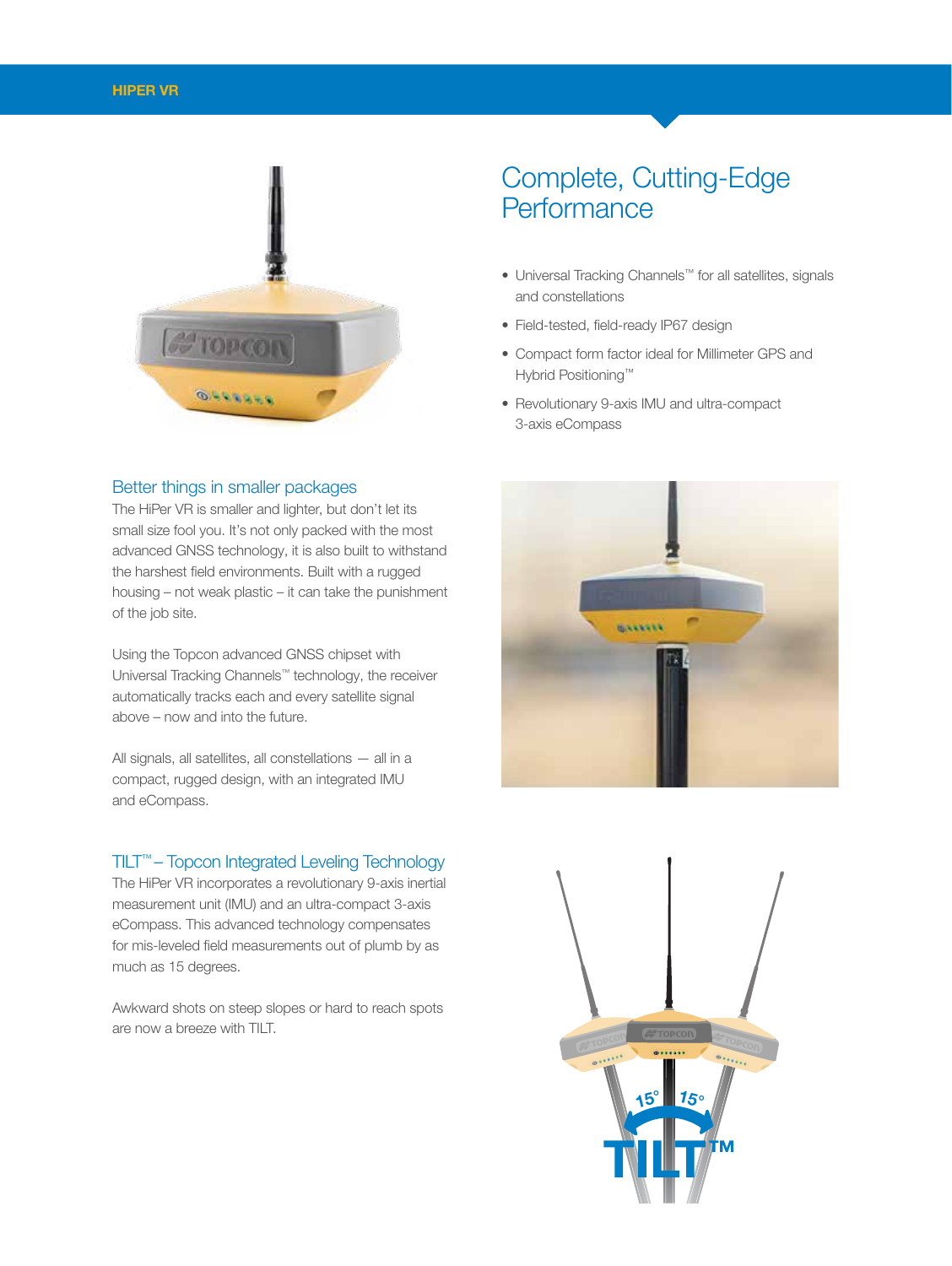## Complete, Cutting-Edge Performance

- Universal Tracking Channels™ for all satellites, signals and constellations
- Field-tested, field-ready IP67 design
- Compact form factor ideal for Millimeter GPS and Hybrid Positioning™
- Revolutionary 9-axis IMU and ultra-compact 3-axis eCompass

### Better things in smaller packages

The HiPer VR is smaller and lighter, but don't let its small size fool you. It's not only packed with the most advanced GNSS technology, it is also built to withstand the harshest field environments. Built with a rugged housing – not weak plastic – it can take the punishment of the job site.

Using the Topcon advanced GNSS chipset with Universal Tracking Channels™ technology, the receiver automatically tracks each and every satellite signal above – now and into the future.

All signals, all satellites, all constellations — all in a compact, rugged design, with an integrated IMU and eCompass.

### TILT™ – Topcon Integrated Leveling Technology

The HiPer VR incorporates a revolutionary 9-axis inertial measurement unit (IMU) and an ultra-compact 3-axis eCompass. This advanced technology compensates for mis-leveled field measurements out of plumb by as much as 15 degrees.

Awkward shots on steep slopes or hard to reach spots are now a breeze with TILT.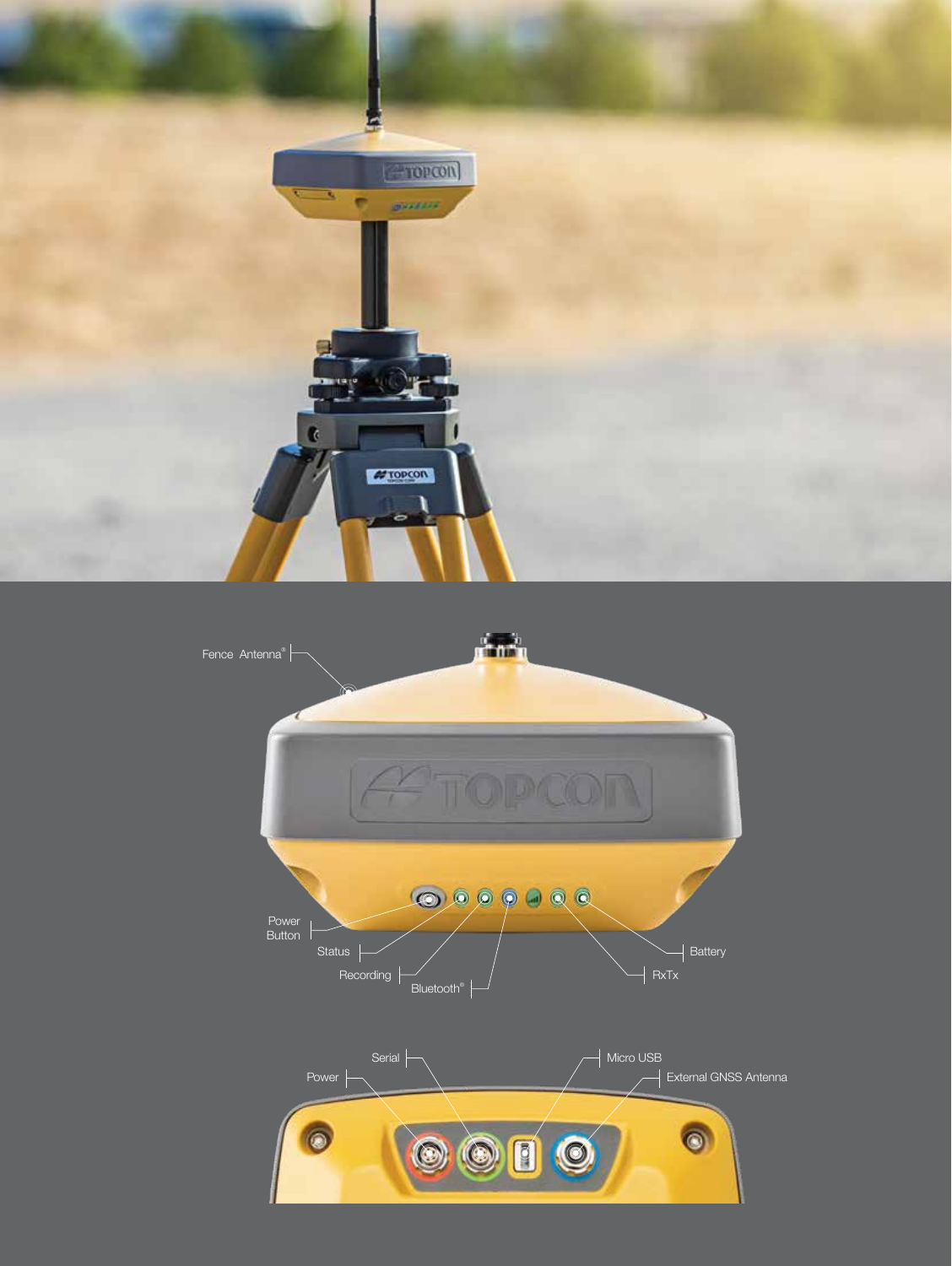Fence Antenna®

Power Button

Status

Recording

Bluetooth®

RxTx

Battery

Serial

Power

Micro USB

External GNSS Antenna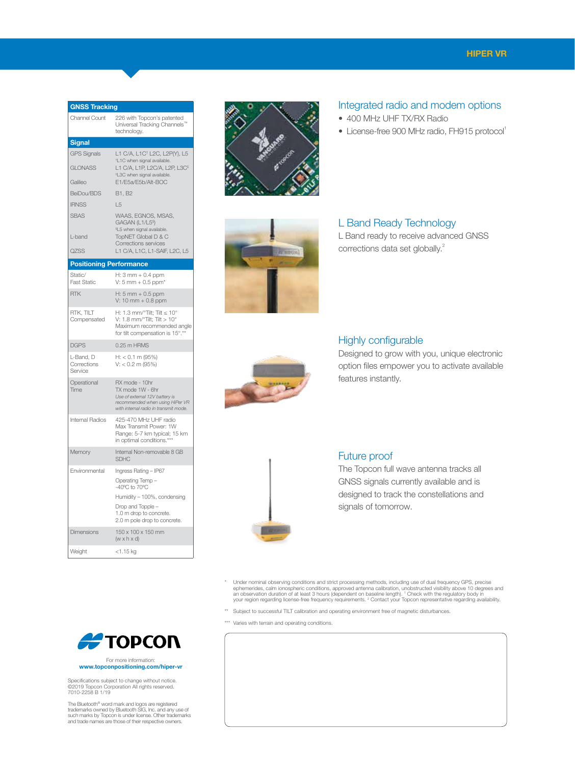# HIPER VR

| | |
|---|---|
| **GNSS Tracking** | |
| Channel Count | 226 with Topcon's patented Universal Tracking Channels™ technology. |
| **Signal** | |
| GPS Signals | L1 C/A, L1C[†] L2C, L2P(Y), L5 <br> [†]L1C when signal available. |
| GLONASS | L1 C/A, L1P, L2C/A, L2P, L3C[‡] <br> [‡]L3C when signal available. |
| Galileo | E1/E5a/E5b/Alt-BOC |
| BeiDou/BDS | B1, B2 |
| IRNSS | L5 |
| SBAS | WAAS, EGNOS, MSAS, GAGAN (L1/L5[§]) <br> [§]L5 when signal available. |
| L-band | TopNET Global D & C Corrections services |
| QZSS | L1 C/A, L1C, L1-SAIF, L2C, L5 |
| **Positioning Performance** | |
| Static/ Fast Static | H: 3 mm + 0.4 ppm <br> V: 5 mm + 0.5 ppm* |
| RTK | H: 5 mm + 0.5 ppm <br> V: 10 mm + 0.8 ppm |
| RTK, TILT Compensated | H: 1.3 mm/°Tilt; Tilt ≤ 10° <br> V: 1.8 mm/°Tilt; Tilt > 10° <br> Maximum recommended angle for tilt compensation is 15°.** |
| DGPS | 0.25 m HRMS |
| L-Band, D Corrections Service | H: < 0.1 m (95%) <br> V: < 0.2 m (95%) |
| Operational Time | RX mode - 10hr <br> TX mode 1W - 6hr <br> *Use of external 12V battery is recommended when using HiPer VR with internal radio in transmit mode.* |
| Internal Radios | 425-470 MHz UHF radio <br> Max Transmit Power: 1W <br> Range: 5-7 km typical; 15 km in optimal conditions.*** |
| Memory | Internal Non-removable 8 GB SDHC |
| Environmental | Ingress Rating – IP67 <br> Operating Temp – -40ºC to 70ºC <br> Humidity – 100%, condensing <br> Drop and Topple – 1.0 m drop to concrete. 2.0 m pole drop to concrete. |
| Dimensions | 150 x 100 x 150 mm (w x h x d) |
| Weight | <1.15 kg |

## Integrated radio and modem options

- 400 MHz UHF TX/RX Radio
- License-free 900 MHz radio, FH915 protocol[1]

## L Band Ready Technology

L Band ready to receive advanced GNSS corrections data set globally.[2]

## Highly configurable

Designed to grow with you, unique electronic option files empower you to activate available features instantly.

## Future proof

The Topcon full wave antenna tracks all GNSS signals currently available and is designed to track the constellations and signals of tomorrow.

\* Under nominal observing conditions and strict processing methods, including use of dual frequency GPS, precise ephemerides, calm ionospheric conditions, approved antenna calibration, unobstructed visibility above 10 degrees and an observation duration of at least 3 hours (dependent on baseline length). [1] Check with the regulatory body in your region regarding license-free frequency requirements. [2] Contact your Topcon representative regarding availability.

\*\* Subject to successful TILT calibration and operating environment free of magnetic disturbances.

\*\*\* Varies with terrain and operating conditions.

TOPCON

For more information:
**www.topconpositioning.com/hiper-vr**

Specifications subject to change without notice.
©2019 Topcon Corporation All rights reserved.
7010-2258 B 1/19

The Bluetooth® word mark and logos are registered trademarks owned by Bluetooth SIG, Inc. and any use of such marks by Topcon is under license. Other trademarks and trade names are those of their respective owners.